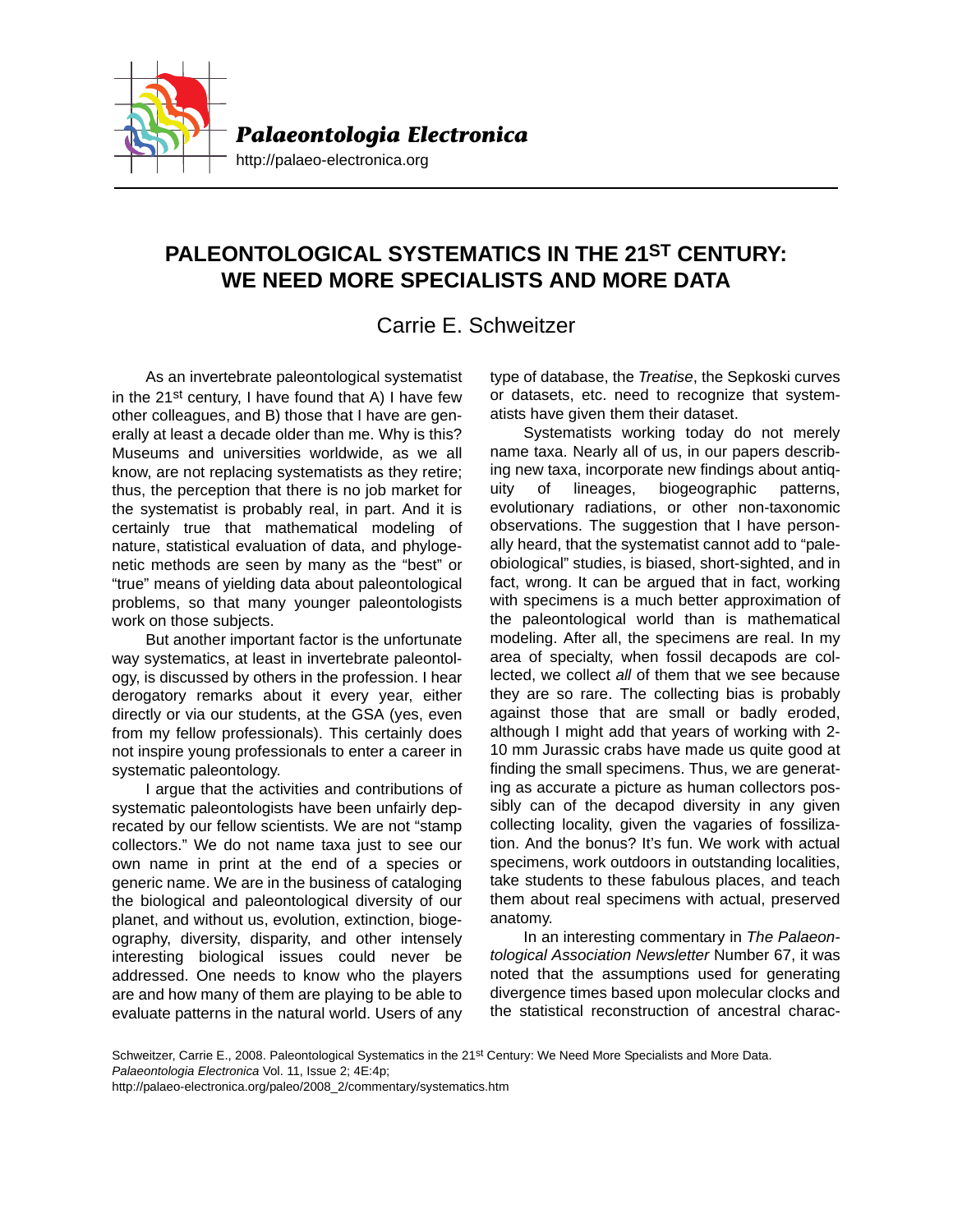# PALEONTOLOGICAL SYSTEMATICS IN THE 21ST CENTURY: WE NEED MORE SPECIALISTS AND MORE DATA

Carrie E. Schweitzer

As an invertebrate paleontological systematist in the 21st century, I have found that A) I have few other colleagues, and B) those that I have are generally at least a decade older than me. Why is this? Museums and universities worldwide, as we all know, are not replacing systematists as they retire; thus, the perception that there is no job market for the systematist is probably real, in part. And it is certainly true that mathematical modeling of nature, statistical evaluation of data, and phylogenetic methods are seen by many as the "best" or "true" means of yielding data about paleontological problems, so that many younger paleontologists work on those subjects.

But another important factor is the unfortunate way systematics, at least in invertebrate paleontology, is discussed by others in the profession. I hear derogatory remarks about it every year, either directly or via our students, at the GSA (yes, even from my fellow professionals). This certainly does not inspire young professionals to enter a career in systematic paleontology.

I argue that the activities and contributions of systematic paleontologists have been unfairly deprecated by our fellow scientists. We are not "stamp collectors." We do not name taxa just to see our own name in print at the end of a species or generic name. We are in the business of cataloging the biological and paleontological diversity of our planet, and without us, evolution, extinction, biogeography, diversity, disparity, and other intensely interesting biological issues could never be addressed. One needs to know who the players are and how many of them are playing to be able to evaluate patterns in the natural world. Users of any type of database, the *Treatise*, the Sepkoski curves or datasets, etc. need to recognize that systematists have given them their dataset.

Systematists working today do not merely name taxa. Nearly all of us, in our papers describing new taxa, incorporate new findings about antiquity of lineages, biogeographic patterns, evolutionary radiations, or other non-taxonomic observations. The suggestion that I have personally heard, that the systematist cannot add to "paleobiological" studies, is biased, short-sighted, and in fact, wrong. It can be argued that in fact, working with specimens is a much better approximation of the paleontological world than is mathematical modeling. After all, the specimens are real. In my area of specialty, when fossil decapods are collected, we collect *all* of them that we see because they are so rare. The collecting bias is probably against those that are small or badly eroded, although I might add that years of working with 2-10 mm Jurassic crabs have made us quite good at finding the small specimens. Thus, we are generating as accurate a picture as human collectors possibly can of the decapod diversity in any given collecting locality, given the vagaries of fossilization. And the bonus? It's fun. We work with actual specimens, work outdoors in outstanding localities, take students to these fabulous places, and teach them about real specimens with actual, preserved anatomy.

In an interesting commentary in *The Palaeontological Association Newsletter* Number 67, it was noted that the assumptions used for generating divergence times based upon molecular clocks and the statistical reconstruction of ancestral charac-

Schweitzer, Carrie E., 2008. Paleontological Systematics in the 21st Century: We Need More Specialists and More Data. *Palaeontologia Electronica* Vol. 11, Issue 2; 4E:4p;
http://palaeo-electronica.org/paleo/2008_2/commentary/systematics.htm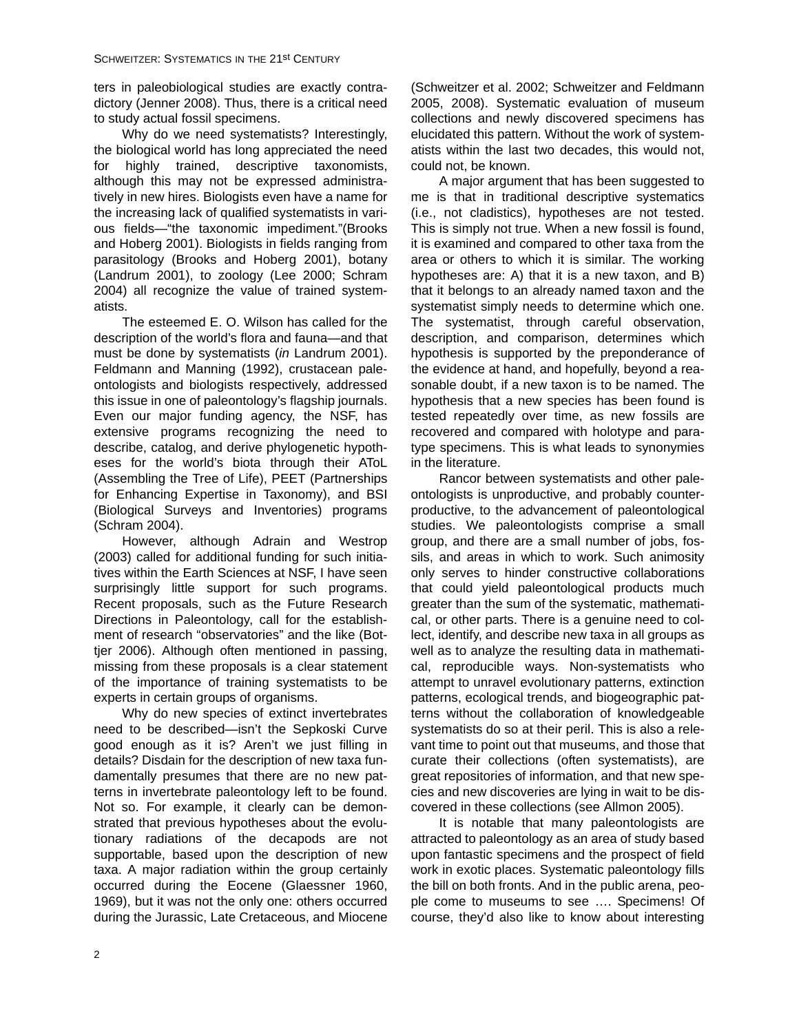ters in paleobiological studies are exactly contradictory (Jenner 2008). Thus, there is a critical need to study actual fossil specimens.

Why do we need systematists? Interestingly, the biological world has long appreciated the need for highly trained, descriptive taxonomists, although this may not be expressed administratively in new hires. Biologists even have a name for the increasing lack of qualified systematists in various fields—"the taxonomic impediment."(Brooks and Hoberg 2001). Biologists in fields ranging from parasitology (Brooks and Hoberg 2001), botany (Landrum 2001), to zoology (Lee 2000; Schram 2004) all recognize the value of trained systematists.

The esteemed E. O. Wilson has called for the description of the world's flora and fauna—and that must be done by systematists (*in* Landrum 2001). Feldmann and Manning (1992), crustacean paleontologists and biologists respectively, addressed this issue in one of paleontology's flagship journals. Even our major funding agency, the NSF, has extensive programs recognizing the need to describe, catalog, and derive phylogenetic hypotheses for the world's biota through their AToL (Assembling the Tree of Life), PEET (Partnerships for Enhancing Expertise in Taxonomy), and BSI (Biological Surveys and Inventories) programs (Schram 2004).

However, although Adrain and Westrop (2003) called for additional funding for such initiatives within the Earth Sciences at NSF, I have seen surprisingly little support for such programs. Recent proposals, such as the Future Research Directions in Paleontology, call for the establishment of research "observatories" and the like (Bottjer 2006). Although often mentioned in passing, missing from these proposals is a clear statement of the importance of training systematists to be experts in certain groups of organisms.

Why do new species of extinct invertebrates need to be described—isn't the Sepkoski Curve good enough as it is? Aren't we just filling in details? Disdain for the description of new taxa fundamentally presumes that there are no new patterns in invertebrate paleontology left to be found. Not so. For example, it clearly can be demonstrated that previous hypotheses about the evolutionary radiations of the decapods are not supportable, based upon the description of new taxa. A major radiation within the group certainly occurred during the Eocene (Glaessner 1960, 1969), but it was not the only one: others occurred during the Jurassic, Late Cretaceous, and Miocene (Schweitzer et al. 2002; Schweitzer and Feldmann 2005, 2008). Systematic evaluation of museum collections and newly discovered specimens has elucidated this pattern. Without the work of systematists within the last two decades, this would not, could not, be known.

A major argument that has been suggested to me is that in traditional descriptive systematics (i.e., not cladistics), hypotheses are not tested. This is simply not true. When a new fossil is found, it is examined and compared to other taxa from the area or others to which it is similar. The working hypotheses are: A) that it is a new taxon, and B) that it belongs to an already named taxon and the systematist simply needs to determine which one. The systematist, through careful observation, description, and comparison, determines which hypothesis is supported by the preponderance of the evidence at hand, and hopefully, beyond a reasonable doubt, if a new taxon is to be named. The hypothesis that a new species has been found is tested repeatedly over time, as new fossils are recovered and compared with holotype and paratype specimens. This is what leads to synonymies in the literature.

Rancor between systematists and other paleontologists is unproductive, and probably counterproductive, to the advancement of paleontological studies. We paleontologists comprise a small group, and there are a small number of jobs, fossils, and areas in which to work. Such animosity only serves to hinder constructive collaborations that could yield paleontological products much greater than the sum of the systematic, mathematical, or other parts. There is a genuine need to collect, identify, and describe new taxa in all groups as well as to analyze the resulting data in mathematical, reproducible ways. Non-systematists who attempt to unravel evolutionary patterns, extinction patterns, ecological trends, and biogeographic patterns without the collaboration of knowledgeable systematists do so at their peril. This is also a relevant time to point out that museums, and those that curate their collections (often systematists), are great repositories of information, and that new species and new discoveries are lying in wait to be discovered in these collections (see Allmon 2005).

It is notable that many paleontologists are attracted to paleontology as an area of study based upon fantastic specimens and the prospect of field work in exotic places. Systematic paleontology fills the bill on both fronts. And in the public arena, people come to museums to see …. Specimens! Of course, they'd also like to know about interesting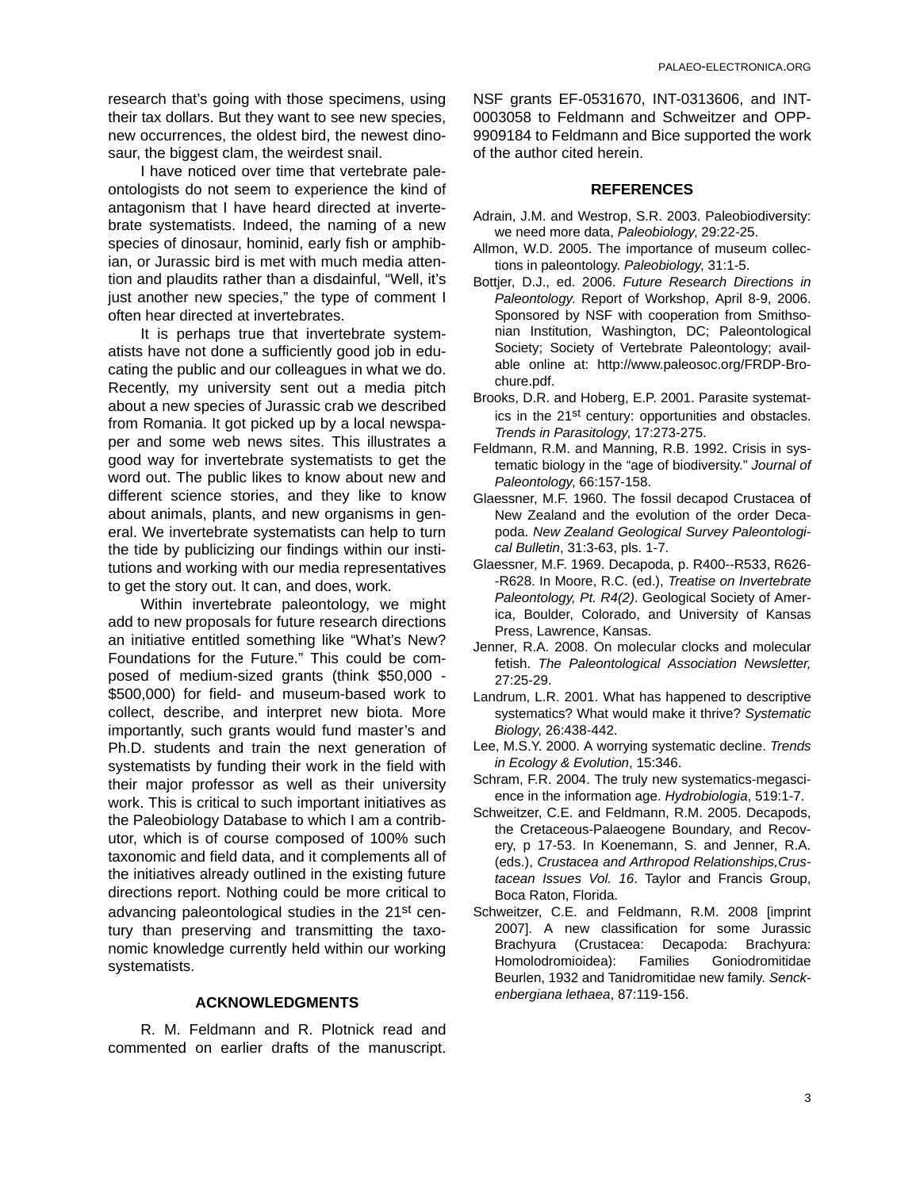research that's going with those specimens, using their tax dollars. But they want to see new species, new occurrences, the oldest bird, the newest dinosaur, the biggest clam, the weirdest snail.

I have noticed over time that vertebrate paleontologists do not seem to experience the kind of antagonism that I have heard directed at invertebrate systematists. Indeed, the naming of a new species of dinosaur, hominid, early fish or amphibian, or Jurassic bird is met with much media attention and plaudits rather than a disdainful, "Well, it's just another new species," the type of comment I often hear directed at invertebrates.

It is perhaps true that invertebrate systematists have not done a sufficiently good job in educating the public and our colleagues in what we do. Recently, my university sent out a media pitch about a new species of Jurassic crab we described from Romania. It got picked up by a local newspaper and some web news sites. This illustrates a good way for invertebrate systematists to get the word out. The public likes to know about new and different science stories, and they like to know about animals, plants, and new organisms in general. We invertebrate systematists can help to turn the tide by publicizing our findings within our institutions and working with our media representatives to get the story out. It can, and does, work.

Within invertebrate paleontology, we might add to new proposals for future research directions an initiative entitled something like "What's New? Foundations for the Future." This could be composed of medium-sized grants (think $50,000 - $500,000) for field- and museum-based work to collect, describe, and interpret new biota. More importantly, such grants would fund master's and Ph.D. students and train the next generation of systematists by funding their work in the field with their major professor as well as their university work. This is critical to such important initiatives as the Paleobiology Database to which I am a contributor, which is of course composed of 100% such taxonomic and field data, and it complements all of the initiatives already outlined in the existing future directions report. Nothing could be more critical to advancing paleontological studies in the 21st century than preserving and transmitting the taxonomic knowledge currently held within our working systematists.

## ACKNOWLEDGMENTS

R. M. Feldmann and R. Plotnick read and commented on earlier drafts of the manuscript. NSF grants EF-0531670, INT-0313606, and INT-0003058 to Feldmann and Schweitzer and OPP-9909184 to Feldmann and Bice supported the work of the author cited herein.

## REFERENCES

Adrain, J.M. and Westrop, S.R. 2003. Paleobiodiversity: we need more data, *Paleobiology*, 29:22-25.

Allmon, W.D. 2005. The importance of museum collections in paleontology. *Paleobiology*, 31:1-5.

Bottjer, D.J., ed. 2006. *Future Research Directions in Paleontology*. Report of Workshop, April 8-9, 2006. Sponsored by NSF with cooperation from Smithsonian Institution, Washington, DC; Paleontological Society; Society of Vertebrate Paleontology; available online at: http://www.paleosoc.org/FRDP-Brochure.pdf.

Brooks, D.R. and Hoberg, E.P. 2001. Parasite systematics in the 21st century: opportunities and obstacles. *Trends in Parasitology*, 17:273-275.

Feldmann, R.M. and Manning, R.B. 1992. Crisis in systematic biology in the "age of biodiversity." *Journal of Paleontology*, 66:157-158.

Glaessner, M.F. 1960. The fossil decapod Crustacea of New Zealand and the evolution of the order Decapoda. *New Zealand Geological Survey Paleontological Bulletin*, 31:3-63, pls. 1-7.

Glaessner, M.F. 1969. Decapoda, p. R400--R533, R626--R628. In Moore, R.C. (ed.), *Treatise on Invertebrate Paleontology, Pt. R4(2)*. Geological Society of America, Boulder, Colorado, and University of Kansas Press, Lawrence, Kansas.

Jenner, R.A. 2008. On molecular clocks and molecular fetish. *The Paleontological Association Newsletter,* 27:25-29.

Landrum, L.R. 2001. What has happened to descriptive systematics? What would make it thrive? *Systematic Biology*, 26:438-442.

Lee, M.S.Y. 2000. A worrying systematic decline. *Trends in Ecology & Evolution*, 15:346.

Schram, F.R. 2004. The truly new systematics-megascience in the information age. *Hydrobiologia*, 519:1-7.

Schweitzer, C.E. and Feldmann, R.M. 2005. Decapods, the Cretaceous-Palaeogene Boundary, and Recovery, p 17-53. In Koenemann, S. and Jenner, R.A. (eds.), *Crustacea and Arthropod Relationships,Crustacean Issues Vol. 16*. Taylor and Francis Group, Boca Raton, Florida.

Schweitzer, C.E. and Feldmann, R.M. 2008 [imprint 2007]. A new classification for some Jurassic Brachyura (Crustacea: Decapoda: Brachyura: Homolodromioidea): Families Goniodromitidae Beurlen, 1932 and Tanidromitidae new family. *Senckenbergiana lethaea*, 87:119-156.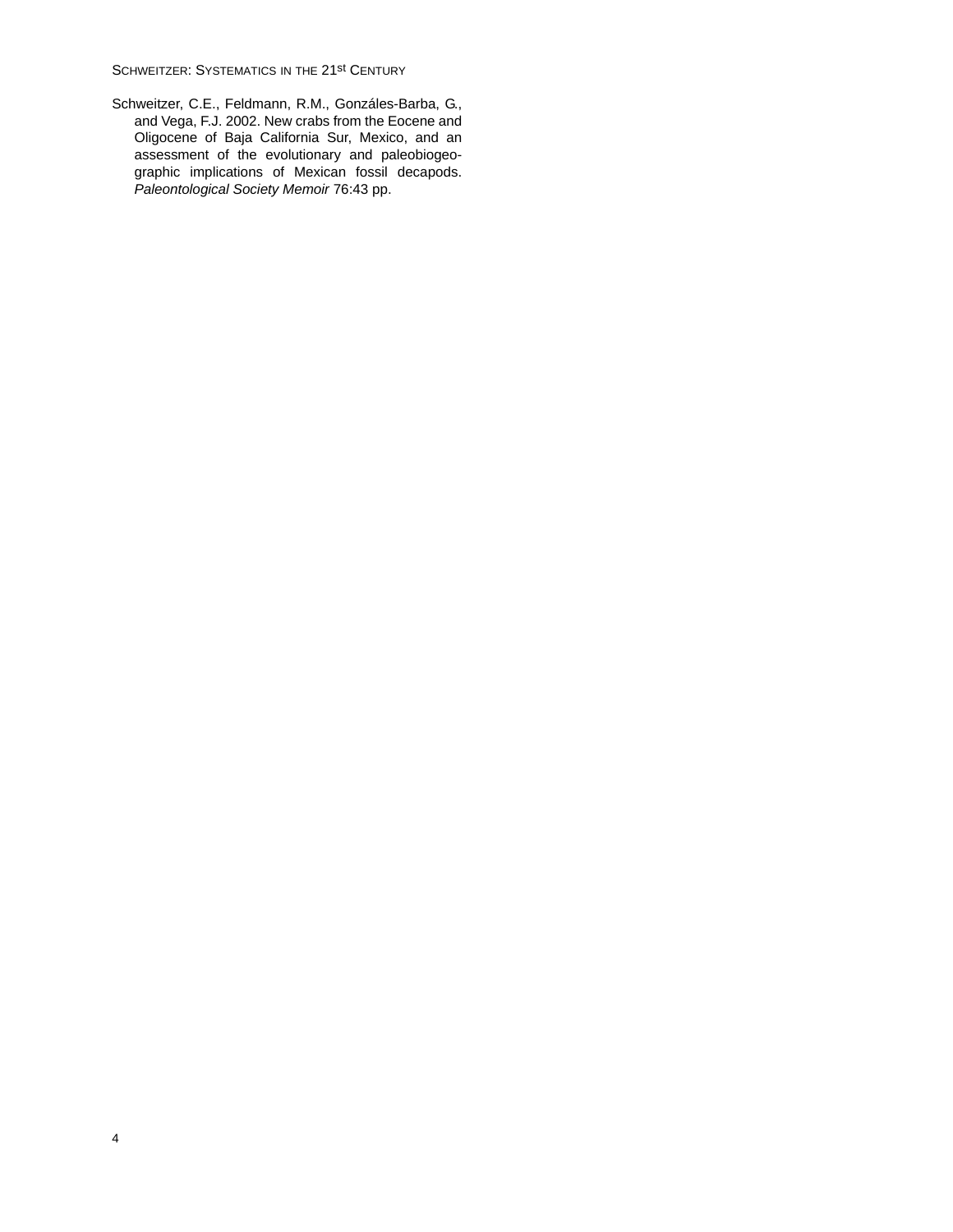Schweitzer, C.E., Feldmann, R.M., Gonzáles-Barba, G., and Vega, F.J. 2002. New crabs from the Eocene and Oligocene of Baja California Sur, Mexico, and an assessment of the evolutionary and paleobiogeographic implications of Mexican fossil decapods. *Paleontological Society Memoir* 76:43 pp.